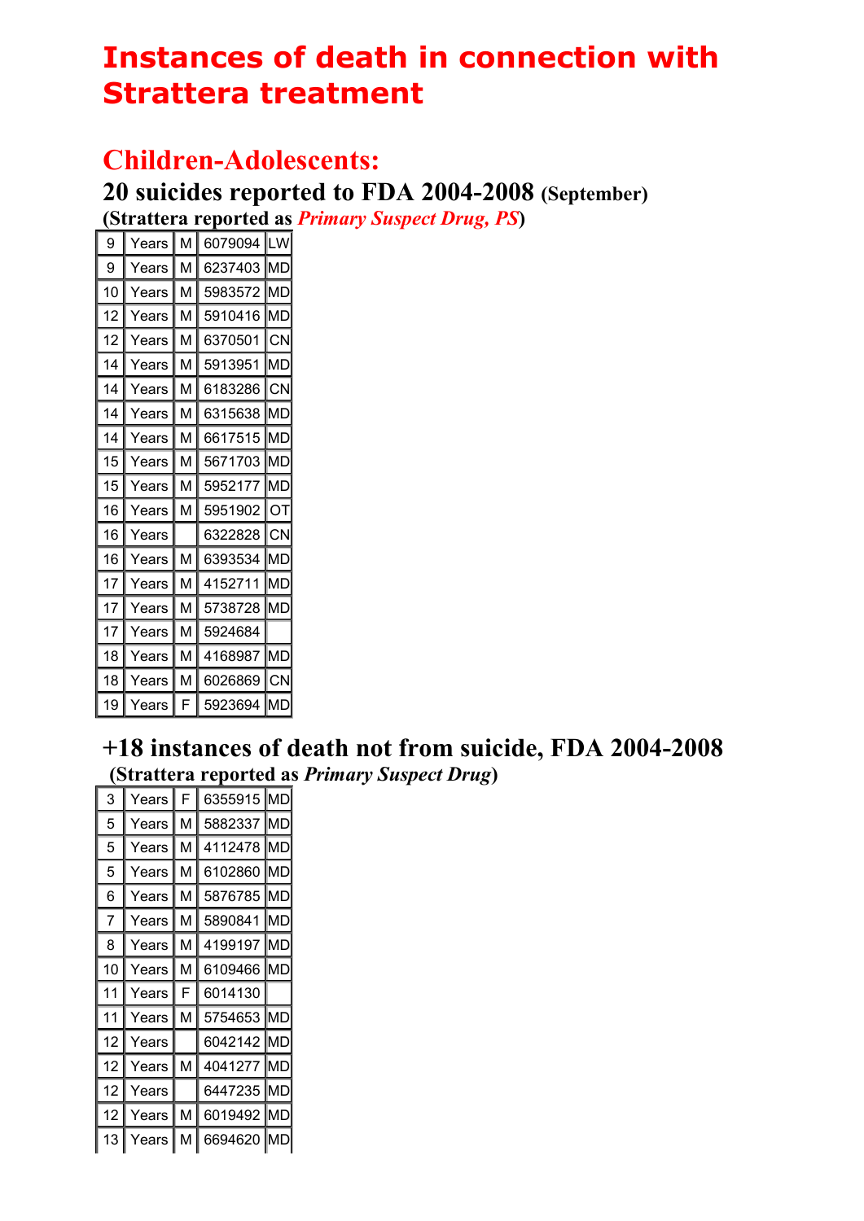# Instances of death in connection with Strattera treatment

## Children-Adolescents:

### 20 suicides reported to FDA 2004-2008 (September)

**(Strattera reported as *Primary Suspect Drug, PS*)**

| | | | | |
|---|---|---|---|---|
| 9 | Years | M | 6079094 | LW |
| 9 | Years | M | 6237403 | MD |
| 10 | Years | M | 5983572 | MD |
| 12 | Years | M | 5910416 | MD |
| 12 | Years | M | 6370501 | CN |
| 14 | Years | M | 5913951 | MD |
| 14 | Years | M | 6183286 | CN |
| 14 | Years | M | 6315638 | MD |
| 14 | Years | M | 6617515 | MD |
| 15 | Years | M | 5671703 | MD |
| 15 | Years | M | 5952177 | MD |
| 16 | Years | M | 5951902 | OT |
| 16 | Years | | 6322828 | CN |
| 16 | Years | M | 6393534 | MD |
| 17 | Years | M | 4152711 | MD |
| 17 | Years | M | 5738728 | MD |
| 17 | Years | M | 5924684 | |
| 18 | Years | M | 4168987 | MD |
| 18 | Years | M | 6026869 | CN |
| 19 | Years | F | 5923694 | MD |

### +18 instances of death not from suicide, FDA 2004-2008

**(Strattera reported as *Primary Suspect Drug*)**

| | | | | |
|---|---|---|---|---|
| 3 | Years | F | 6355915 | MD |
| 5 | Years | M | 5882337 | MD |
| 5 | Years | M | 4112478 | MD |
| 5 | Years | M | 6102860 | MD |
| 6 | Years | M | 5876785 | MD |
| 7 | Years | M | 5890841 | MD |
| 8 | Years | M | 4199197 | MD |
| 10 | Years | M | 6109466 | MD |
| 11 | Years | F | 6014130 | |
| 11 | Years | M | 5754653 | MD |
| 12 | Years | | 6042142 | MD |
| 12 | Years | M | 4041277 | MD |
| 12 | Years | | 6447235 | MD |
| 12 | Years | M | 6019492 | MD |
| 13 | Years | M | 6694620 | MD |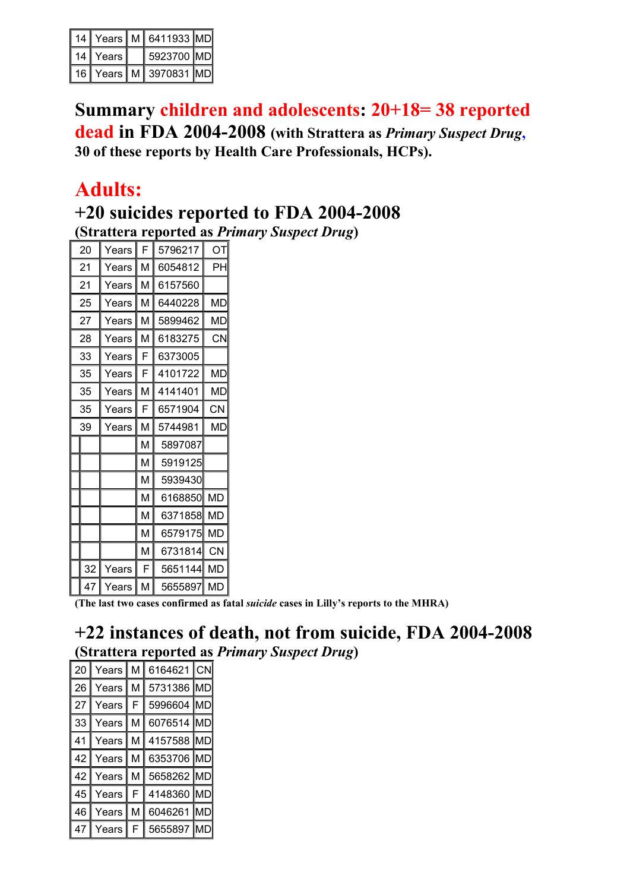| 14 | Years | M | 6411933 | MD |
|---|---|---|---|---|
| 14 | Years | | 5923700 | MD |
| 16 | Years | M | 3970831 | MD |

**Summary children and adolescents: 20+18= 38 reported dead in FDA 2004-2008** (with Strattera as *Primary Suspect Drug*, 30 of these reports by Health Care Professionals, HCPs).

## Adults:

### +20 suicides reported to FDA 2004-2008

**(Strattera reported as *Primary Suspect Drug*)**

| 20 | Years | F | 5796217 | OT |
|---|---|---|---|---|
| 21 | Years | M | 6054812 | PH |
| 21 | Years | M | 6157560 | |
| 25 | Years | M | 6440228 | MD |
| 27 | Years | M | 5899462 | MD |
| 28 | Years | M | 6183275 | CN |
| 33 | Years | F | 6373005 | |
| 35 | Years | F | 4101722 | MD |
| 35 | Years | M | 4141401 | MD |
| 35 | Years | F | 6571904 | CN |
| 39 | Years | M | 5744981 | MD |
| | | M | 5897087 | |
| | | M | 5919125 | |
| | | M | 5939430 | |
| | | M | 6168850 | MD |
| | | M | 6371858 | MD |
| | | M | 6579175 | MD |
| | | M | 6731814 | CN |
| 32 | Years | F | 5651144 | MD |
| 47 | Years | M | 5655897 | MD |

**(The last two cases confirmed as fatal *suicide* cases in Lilly's reports to the MHRA)**

### +22 instances of death, not from suicide, FDA 2004-2008

**(Strattera reported as *Primary Suspect Drug*)**

| 20 | Years | M | 6164621 | CN |
|---|---|---|---|---|
| 26 | Years | M | 5731386 | MD |
| 27 | Years | F | 5996604 | MD |
| 33 | Years | M | 6076514 | MD |
| 41 | Years | M | 4157588 | MD |
| 42 | Years | M | 6353706 | MD |
| 42 | Years | M | 5658262 | MD |
| 45 | Years | F | 4148360 | MD |
| 46 | Years | M | 6046261 | MD |
| 47 | Years | F | 5655897 | MD |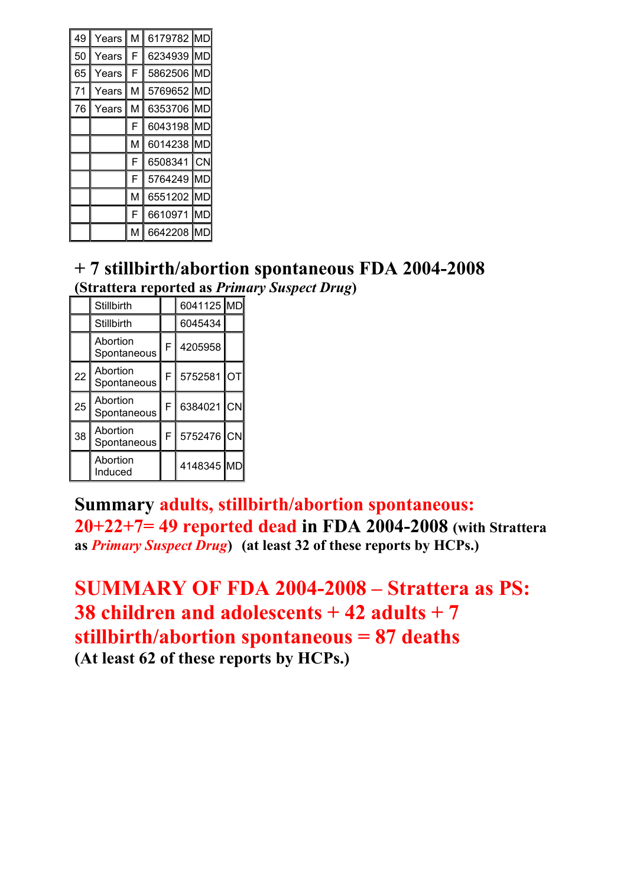| | | | | |
|---|---|---|---|---|
| 49 | Years | M | 6179782 | MD |
| 50 | Years | F | 6234939 | MD |
| 65 | Years | F | 5862506 | MD |
| 71 | Years | M | 5769652 | MD |
| 76 | Years | M | 6353706 | MD |
| | | F | 6043198 | MD |
| | | M | 6014238 | MD |
| | | F | 6508341 | CN |
| | | F | 5764249 | MD |
| | | M | 6551202 | MD |
| | | F | 6610971 | MD |
| | | M | 6642208 | MD |

## + 7 stillbirth/abortion spontaneous FDA 2004-2008

**(Strattera reported as *Primary Suspect Drug*)**

| | | | | |
|---|---|---|---|---|
| | Stillbirth | | 6041125 | MD |
| | Stillbirth | | 6045434 | |
| | Abortion Spontaneous | F | 4205958 | |
| 22 | Abortion Spontaneous | F | 5752581 | OT |
| 25 | Abortion Spontaneous | F | 6384021 | CN |
| 38 | Abortion Spontaneous | F | 5752476 | CN |
| | Abortion Induced | | 4148345 | MD |

**Summary adults, stillbirth/abortion spontaneous: 20+22+7= 49 reported dead in FDA 2004-2008 (with Strattera as *Primary Suspect Drug*) (at least 32 of these reports by HCPs.)**

## SUMMARY OF FDA 2004-2008 – Strattera as PS: 38 children and adolescents + 42 adults + 7 stillbirth/abortion spontaneous = 87 deaths

**(At least 62 of these reports by HCPs.)**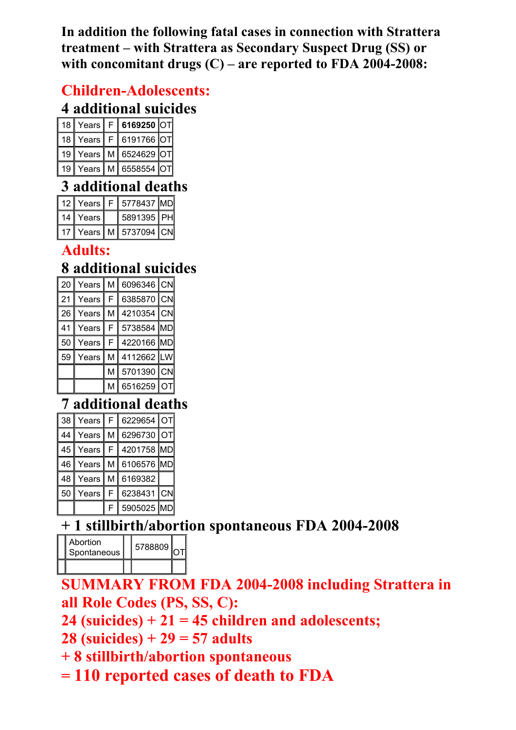**In addition the following fatal cases in connection with Strattera treatment – with Strattera as Secondary Suspect Drug (SS) or with concomitant drugs (C) – are reported to FDA 2004-2008:**

## Children-Adolescents:

### 4 additional suicides

| | | | | |
|---|---|---|---|---|
| 18 | Years | F | **6169250** | OT |
| 18 | Years | F | 6191766 | OT |
| 19 | Years | M | 6524629 | OT |
| 19 | Years | M | 6558554 | OT |

### 3 additional deaths

| | | | | |
|---|---|---|---|---|
| 12 | Years | F | 5778437 | MD |
| 14 | Years | | 5891395 | PH |
| 17 | Years | M | 5737094 | CN |

## Adults:

### 8 additional suicides

| | | | | |
|---|---|---|---|---|
| 20 | Years | M | 6096346 | CN |
| 21 | Years | F | 6385870 | CN |
| 26 | Years | M | 4210354 | CN |
| 41 | Years | F | 5738584 | MD |
| 50 | Years | F | 4220166 | MD |
| 59 | Years | M | 4112662 | LW |
| | | M | 5701390 | CN |
| | | M | 6516259 | OT |

### 7 additional deaths

| | | | | |
|---|---|---|---|---|
| 38 | Years | F | 6229654 | OT |
| 44 | Years | M | 6296730 | OT |
| 45 | Years | F | 4201758 | MD |
| 46 | Years | M | 6106576 | MD |
| 48 | Years | M | 6169382 | |
| 50 | Years | F | 6238431 | CN |
| | | F | 5905025 | MD |

### + 1 stillbirth/abortion spontaneous FDA 2004-2008

| | | | | |
|---|---|---|---|---|
| | Abortion Spontaneous | | 5788809 | OT |
| | | | | |

**SUMMARY FROM FDA 2004-2008 including Strattera in all Role Codes (PS, SS, C):**

**24 (suicides) + 21 = 45 children and adolescents;**

**28 (suicides) + 29 = 57 adults**

**+ 8 stillbirth/abortion spontaneous**

**= 110 reported cases of death to FDA**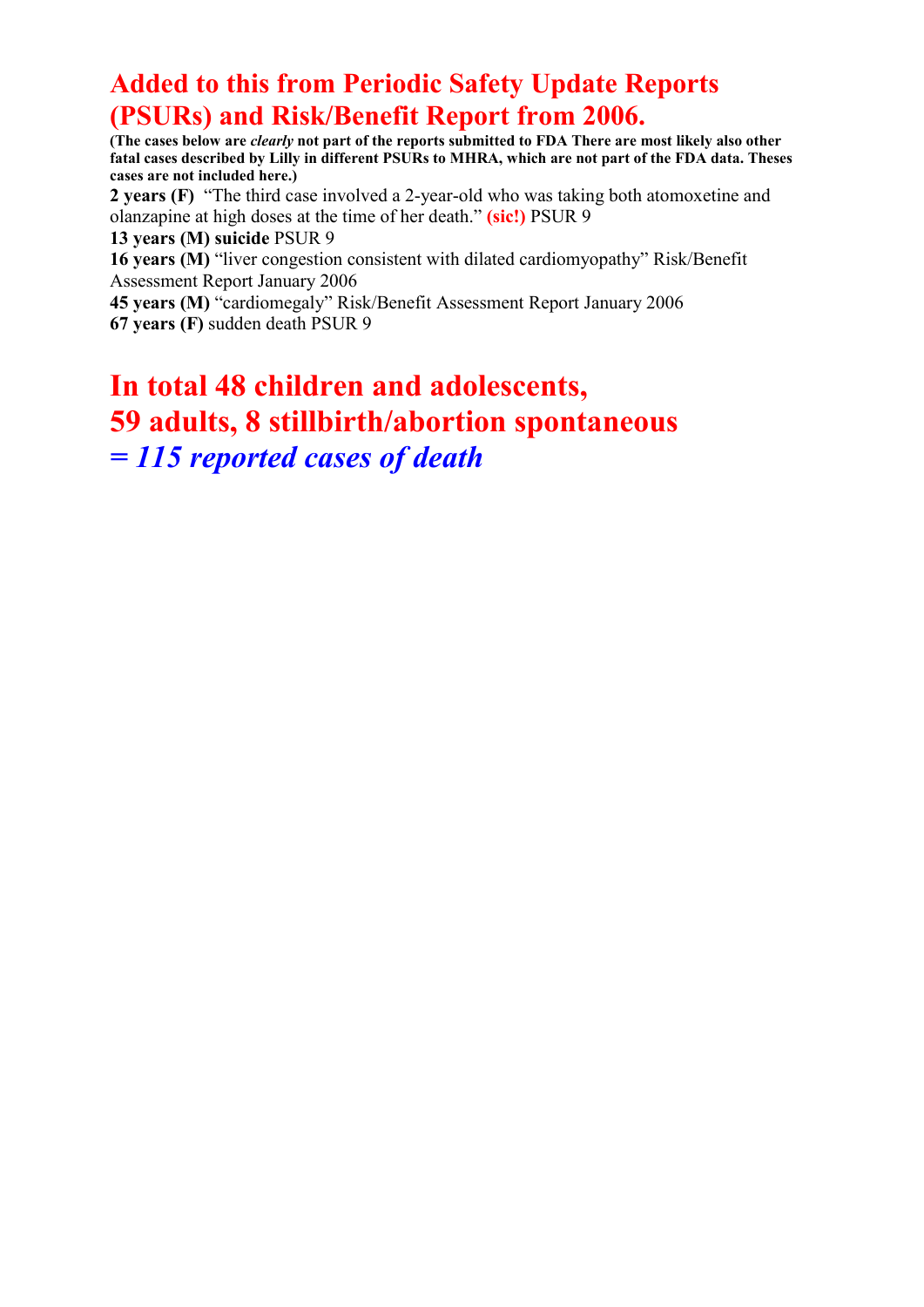# Added to this from Periodic Safety Update Reports (PSURs) and Risk/Benefit Report from 2006.

**(The cases below are *clearly* not part of the reports submitted to FDA There are most likely also other fatal cases described by Lilly in different PSURs to MHRA, which are not part of the FDA data. Theses cases are not included here.)**

**2 years (F)** "The third case involved a 2-year-old who was taking both atomoxetine and olanzapine at high doses at the time of her death." **(sic!)** PSUR 9
**13 years (M) suicide** PSUR 9
**16 years (M)** "liver congestion consistent with dilated cardiomyopathy" Risk/Benefit Assessment Report January 2006
**45 years (M)** "cardiomegaly" Risk/Benefit Assessment Report January 2006
**67 years (F)** sudden death PSUR 9

## In total 48 children and adolescents, 59 adults, 8 stillbirth/abortion spontaneous *= 115 reported cases of death*